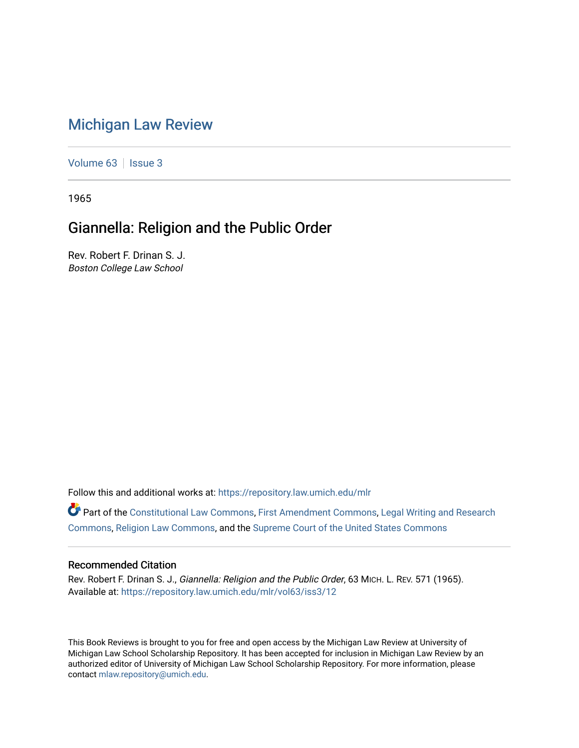# Michigan Law Review

Volume 63 | Issue 3

1965

## Giannella: Religion and the Public Order

Rev. Robert F. Drinan S. J.
*Boston College Law School*

Follow this and additional works at: https://repository.law.umich.edu/mlr

Part of the Constitutional Law Commons, First Amendment Commons, Legal Writing and Research Commons, Religion Law Commons, and the Supreme Court of the United States Commons

### Recommended Citation

Rev. Robert F. Drinan S. J., *Giannella: Religion and the Public Order*, 63 MICH. L. REV. 571 (1965).
Available at: https://repository.law.umich.edu/mlr/vol63/iss3/12

This Book Reviews is brought to you for free and open access by the Michigan Law Review at University of Michigan Law School Scholarship Repository. It has been accepted for inclusion in Michigan Law Review by an authorized editor of University of Michigan Law School Scholarship Repository. For more information, please contact mlaw.repository@umich.edu.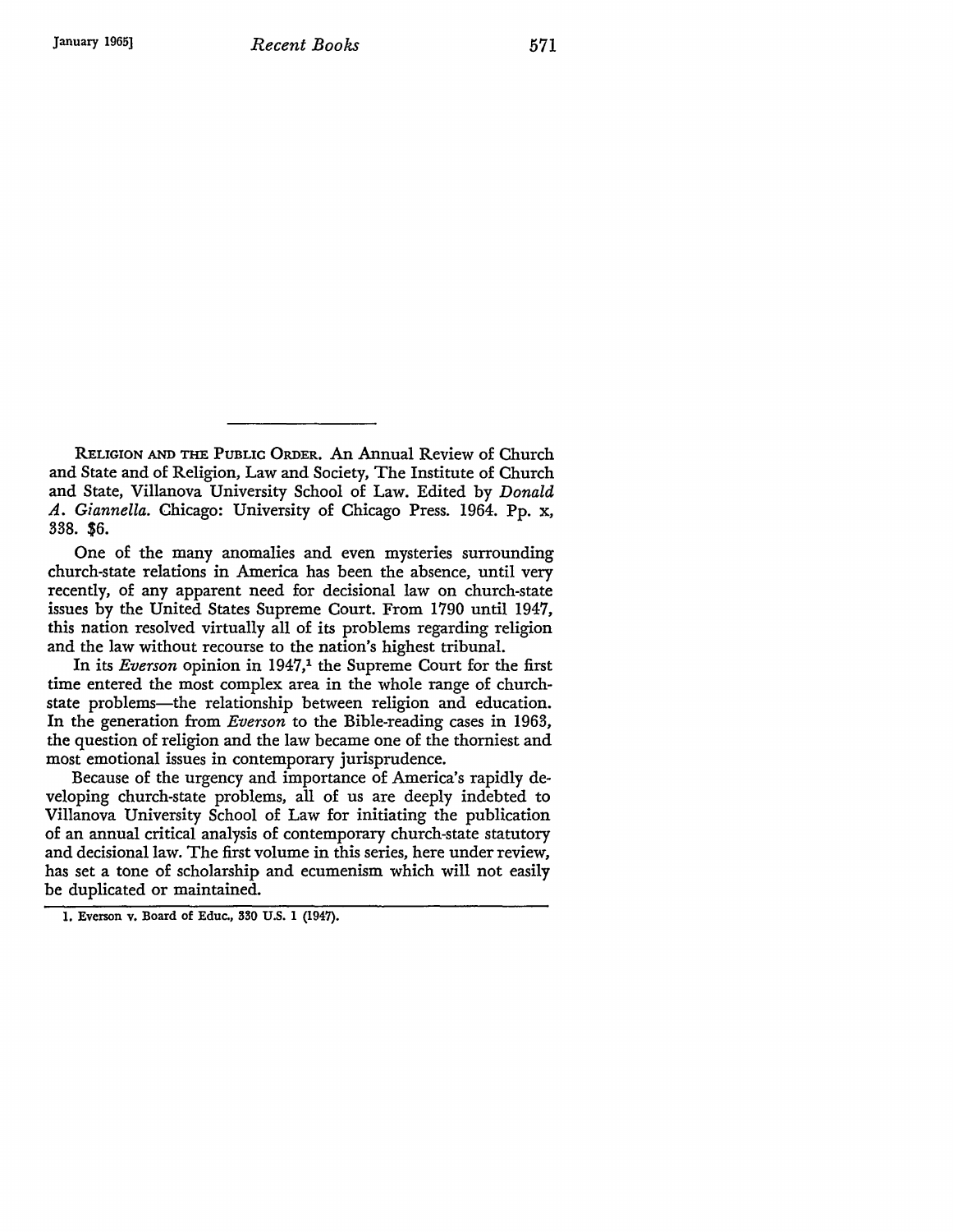Religion and the Public Order. An Annual Review of Church and State and of Religion, Law and Society, The Institute of Church and State, Villanova University School of Law. Edited by *Donald A. Giannella.* Chicago: University of Chicago Press. 1964. Pp. x, 338. $6.

One of the many anomalies and even mysteries surrounding church-state relations in America has been the absence, until very recently, of any apparent need for decisional law on church-state issues by the United States Supreme Court. From 1790 until 1947, this nation resolved virtually all of its problems regarding religion and the law without recourse to the nation's highest tribunal.

In its *Everson* opinion in 1947,[1] the Supreme Court for the first time entered the most complex area in the whole range of church-state problems—the relationship between religion and education. In the generation from *Everson* to the Bible-reading cases in 1963, the question of religion and the law became one of the thorniest and most emotional issues in contemporary jurisprudence.

Because of the urgency and importance of America's rapidly developing church-state problems, all of us are deeply indebted to Villanova University School of Law for initiating the publication of an annual critical analysis of contemporary church-state statutory and decisional law. The first volume in this series, here under review, has set a tone of scholarship and ecumenism which will not easily be duplicated or maintained.

1. Everson v. Board of Educ., 330 U.S. 1 (1947).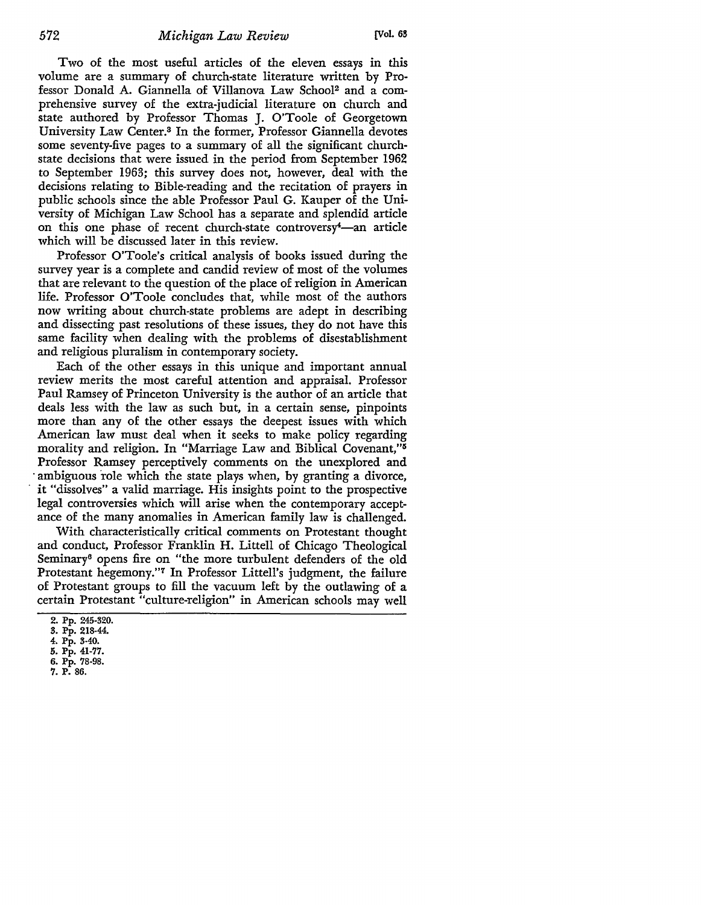Two of the most useful articles of the eleven essays in this volume are a summary of church-state literature written by Professor Donald A. Giannella of Villanova Law School[2] and a comprehensive survey of the extra-judicial literature on church and state authored by Professor Thomas J. O'Toole of Georgetown University Law Center.[3] In the former, Professor Giannella devotes some seventy-five pages to a summary of all the significant church-state decisions that were issued in the period from September 1962 to September 1963; this survey does not, however, deal with the decisions relating to Bible-reading and the recitation of prayers in public schools since the able Professor Paul G. Kauper of the University of Michigan Law School has a separate and splendid article on this one phase of recent church-state controversy[4]—an article which will be discussed later in this review.

Professor O'Toole's critical analysis of books issued during the survey year is a complete and candid review of most of the volumes that are relevant to the question of the place of religion in American life. Professor O'Toole concludes that, while most of the authors now writing about church-state problems are adept in describing and dissecting past resolutions of these issues, they do not have this same facility when dealing with the problems of disestablishment and religious pluralism in contemporary society.

Each of the other essays in this unique and important annual review merits the most careful attention and appraisal. Professor Paul Ramsey of Princeton University is the author of an article that deals less with the law as such but, in a certain sense, pinpoints more than any of the other essays the deepest issues with which American law must deal when it seeks to make policy regarding morality and religion. In "Marriage Law and Biblical Covenant,"[5] Professor Ramsey perceptively comments on the unexplored and ambiguous role which the state plays when, by granting a divorce, it "dissolves" a valid marriage. His insights point to the prospective legal controversies which will arise when the contemporary acceptance of the many anomalies in American family law is challenged.

With characteristically critical comments on Protestant thought and conduct, Professor Franklin H. Littell of Chicago Theological Seminary[6] opens fire on "the more turbulent defenders of the old Protestant hegemony."[7] In Professor Littell's judgment, the failure of Protestant groups to fill the vacuum left by the outlawing of a certain Protestant "culture-religion" in American schools may well

2. Pp. 245-320.
3. Pp. 218-44.
4. Pp. 3-40.
5. Pp. 41-77.
6. Pp. 78-98.
7. P. 86.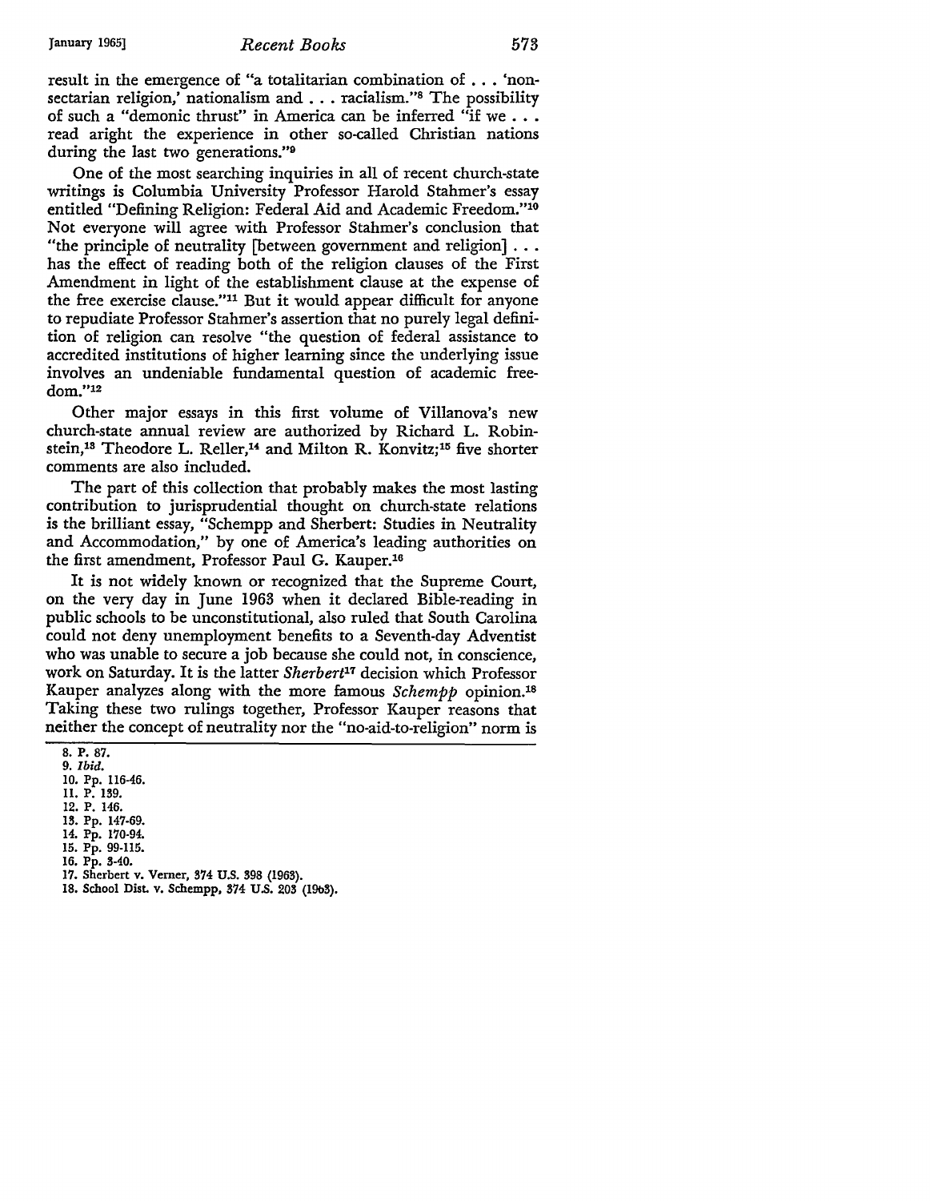result in the emergence of "a totalitarian combination of . . . 'non-sectarian religion,' nationalism and . . . racialism."[8] The possibility of such a "demonic thrust" in America can be inferred "if we . . . read aright the experience in other so-called Christian nations during the last two generations."[9]

One of the most searching inquiries in all of recent church-state writings is Columbia University Professor Harold Stahmer's essay entitled "Defining Religion: Federal Aid and Academic Freedom."[10] Not everyone will agree with Professor Stahmer's conclusion that "the principle of neutrality [between government and religion] . . . has the effect of reading both of the religion clauses of the First Amendment in light of the establishment clause at the expense of the free exercise clause."[11] But it would appear difficult for anyone to repudiate Professor Stahmer's assertion that no purely legal definition of religion can resolve "the question of federal assistance to accredited institutions of higher learning since the underlying issue involves an undeniable fundamental question of academic freedom."[12]

Other major essays in this first volume of Villanova's new church-state annual review are authorized by Richard L. Robinstein,[13] Theodore L. Reller,[14] and Milton R. Konvitz;[15] five shorter comments are also included.

The part of this collection that probably makes the most lasting contribution to jurisprudential thought on church-state relations is the brilliant essay, "Schempp and Sherbert: Studies in Neutrality and Accommodation," by one of America's leading authorities on the first amendment, Professor Paul G. Kauper.[16]

It is not widely known or recognized that the Supreme Court, on the very day in June 1963 when it declared Bible-reading in public schools to be unconstitutional, also ruled that South Carolina could not deny unemployment benefits to a Seventh-day Adventist who was unable to secure a job because she could not, in conscience, work on Saturday. It is the latter *Sherbert*[17] decision which Professor Kauper analyzes along with the more famous *Schempp* opinion.[18] Taking these two rulings together, Professor Kauper reasons that neither the concept of neutrality nor the "no-aid-to-religion" norm is

8. P. 87.
9. *Ibid.*
10. Pp. 116-46.
11. P. 139.
12. P. 146.
13. Pp. 147-69.
14. Pp. 170-94.
15. Pp. 99-115.
16. Pp. 3-40.
17. Sherbert v. Verner, 374 U.S. 398 (1963).
18. School Dist. v. Schempp, 374 U.S. 203 (1963).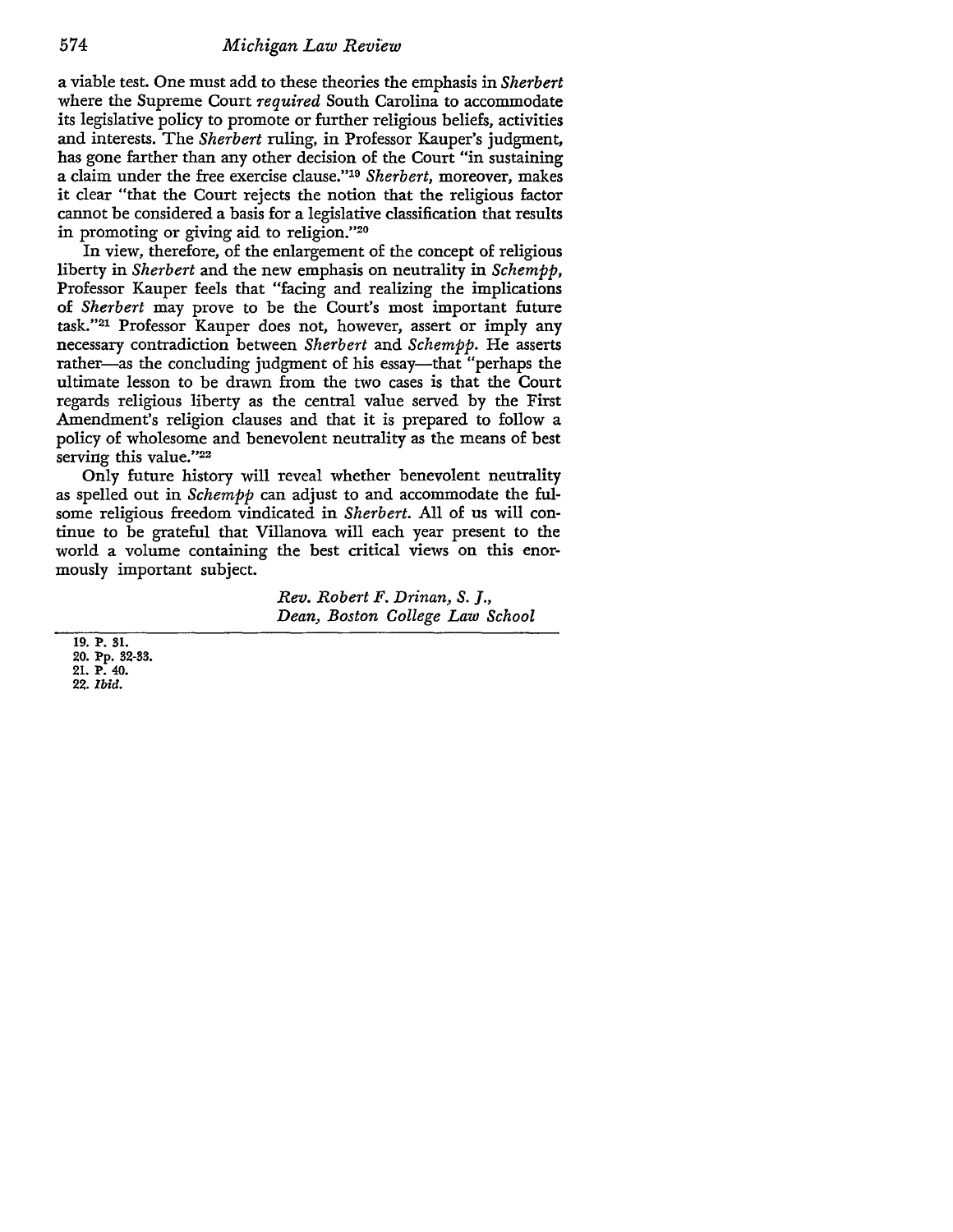a viable test. One must add to these theories the emphasis in *Sherbert* where the Supreme Court *required* South Carolina to accommodate its legislative policy to promote or further religious beliefs, activities and interests. The *Sherbert* ruling, in Professor Kauper's judgment, has gone farther than any other decision of the Court "in sustaining a claim under the free exercise clause."[19] *Sherbert,* moreover, makes it clear "that the Court rejects the notion that the religious factor cannot be considered a basis for a legislative classification that results in promoting or giving aid to religion."[20]

In view, therefore, of the enlargement of the concept of religious liberty in *Sherbert* and the new emphasis on neutrality in *Schempp,* Professor Kauper feels that "facing and realizing the implications of *Sherbert* may prove to be the Court's most important future task."[21] Professor Kauper does not, however, assert or imply any necessary contradiction between *Sherbert* and *Schempp.* He asserts rather—as the concluding judgment of his essay—that "perhaps the ultimate lesson to be drawn from the two cases is that the Court regards religious liberty as the central value served by the First Amendment's religion clauses and that it is prepared to follow a policy of wholesome and benevolent neutrality as the means of best serving this value."[22]

Only future history will reveal whether benevolent neutrality as spelled out in *Schempp* can adjust to and accommodate the fulsome religious freedom vindicated in *Sherbert.* All of us will continue to be grateful that Villanova will each year present to the world a volume containing the best critical views on this enormously important subject.

*Rev. Robert F. Drinan, S. J.,*
*Dean, Boston College Law School*

---

19. P. 31.
20. Pp. 32-33.
21. P. 40.
22. *Ibid.*